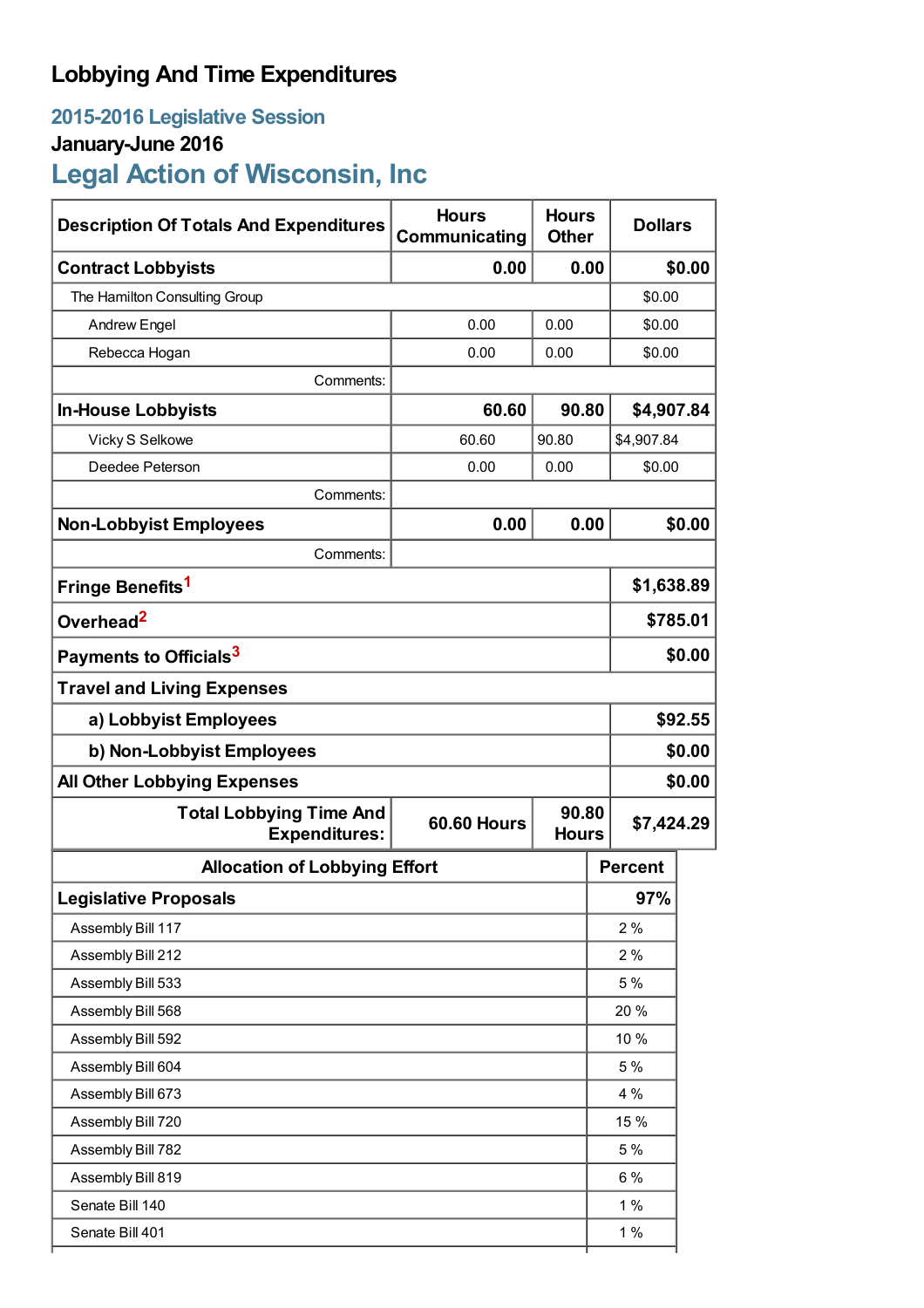# Lobbying And Time Expenditures

## 2015-2016 Legislative Session

### January-June 2016

## Legal Action of Wisconsin, Inc

| Description Of Totals And Expenditures | Hours Communicating | Hours Other | Dollars |
|---|---|---|---|
| **Contract Lobbyists** | **0.00** | **0.00** | **$0.00** |
| The Hamilton Consulting Group | | | $0.00 |
| Andrew Engel | 0.00 | 0.00 | $0.00 |
| Rebecca Hogan | 0.00 | 0.00 | $0.00 |
| Comments: | | | |
| **In-House Lobbyists** | **60.60** | **90.80** | **$4,907.84** |
| Vicky S Selkowe | 60.60 | 90.80 | $4,907.84 |
| Deedee Peterson | 0.00 | 0.00 | $0.00 |
| Comments: | | | |
| **Non-Lobbyist Employees** | **0.00** | **0.00** | **$0.00** |
| Comments: | | | |
| **Fringe Benefits**[1] | | | **$1,638.89** |
| **Overhead**[2] | | | **$785.01** |
| **Payments to Officials**[3] | | | **$0.00** |
| **Travel and Living Expenses** | | | |
| **a) Lobbyist Employees** | | | **$92.55** |
| **b) Non-Lobbyist Employees** | | | **$0.00** |
| **All Other Lobbying Expenses** | | | **$0.00** |
| **Total Lobbying Time And Expenditures:** | **60.60 Hours** | **90.80 Hours** | **$7,424.29** |

| Allocation of Lobbying Effort | Percent |
|---|---|
| **Legislative Proposals** | **97%** |
| Assembly Bill 117 | 2 % |
| Assembly Bill 212 | 2 % |
| Assembly Bill 533 | 5 % |
| Assembly Bill 568 | 20 % |
| Assembly Bill 592 | 10 % |
| Assembly Bill 604 | 5 % |
| Assembly Bill 673 | 4 % |
| Assembly Bill 720 | 15 % |
| Assembly Bill 782 | 5 % |
| Assembly Bill 819 | 6 % |
| Senate Bill 140 | 1 % |
| Senate Bill 401 | 1 % |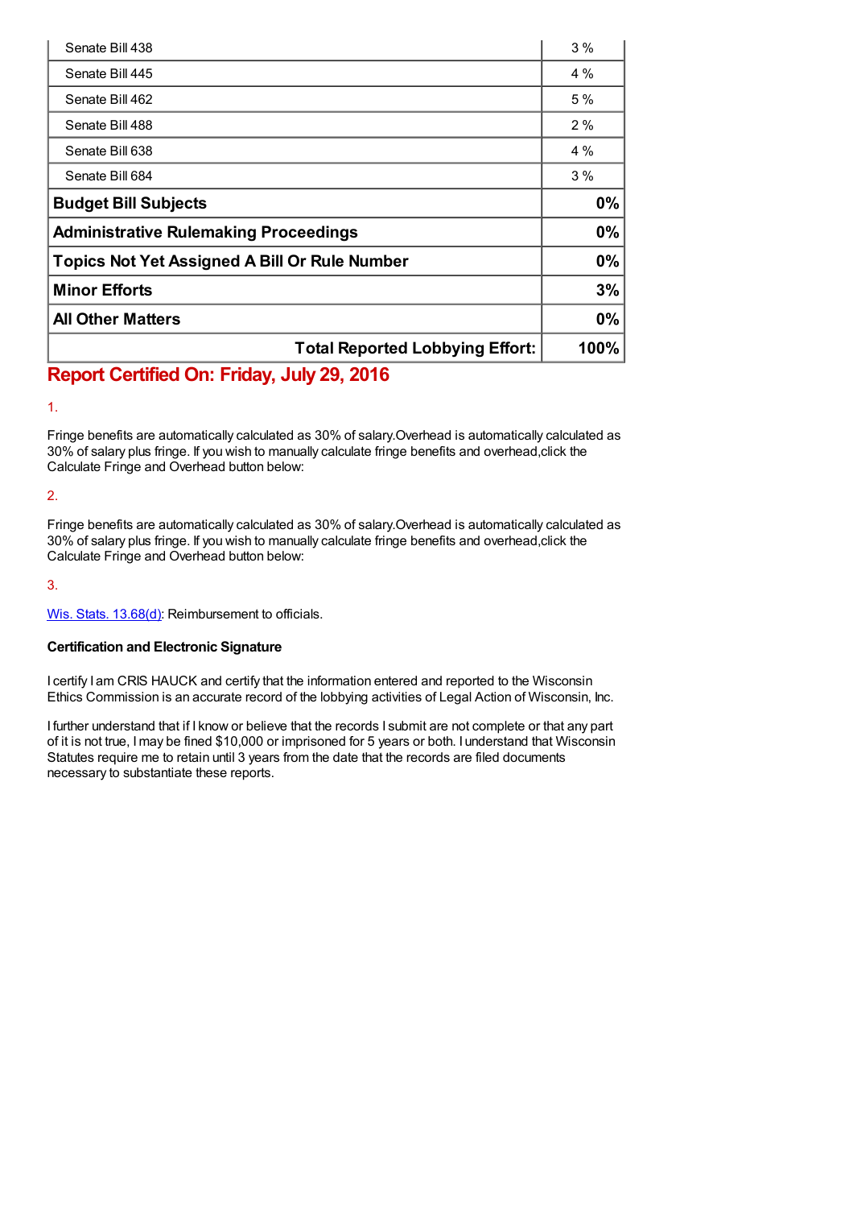| | |
|---|---|
| Senate Bill 438 | 3 % |
| Senate Bill 445 | 4 % |
| Senate Bill 462 | 5 % |
| Senate Bill 488 | 2 % |
| Senate Bill 638 | 4 % |
| Senate Bill 684 | 3 % |
| **Budget Bill Subjects** | **0%** |
| **Administrative Rulemaking Proceedings** | **0%** |
| **Topics Not Yet Assigned A Bill Or Rule Number** | **0%** |
| **Minor Efforts** | **3%** |
| **All Other Matters** | **0%** |
| **Total Reported Lobbying Effort:** | **100%** |

## Report Certified On: Friday, July 29, 2016

1.

Fringe benefits are automatically calculated as 30% of salary.Overhead is automatically calculated as 30% of salary plus fringe. If you wish to manually calculate fringe benefits and overhead,click the Calculate Fringe and Overhead button below:

2.

Fringe benefits are automatically calculated as 30% of salary.Overhead is automatically calculated as 30% of salary plus fringe. If you wish to manually calculate fringe benefits and overhead,click the Calculate Fringe and Overhead button below:

3.

Wis. Stats. 13.68(d): Reimbursement to officials.

**Certification and Electronic Signature**

I certify I am CRIS HAUCK and certify that the information entered and reported to the Wisconsin Ethics Commission is an accurate record of the lobbying activities of Legal Action of Wisconsin, Inc.

I further understand that if I know or believe that the records I submit are not complete or that any part of it is not true, I may be fined $10,000 or imprisoned for 5 years or both. I understand that Wisconsin Statutes require me to retain until 3 years from the date that the records are filed documents necessary to substantiate these reports.